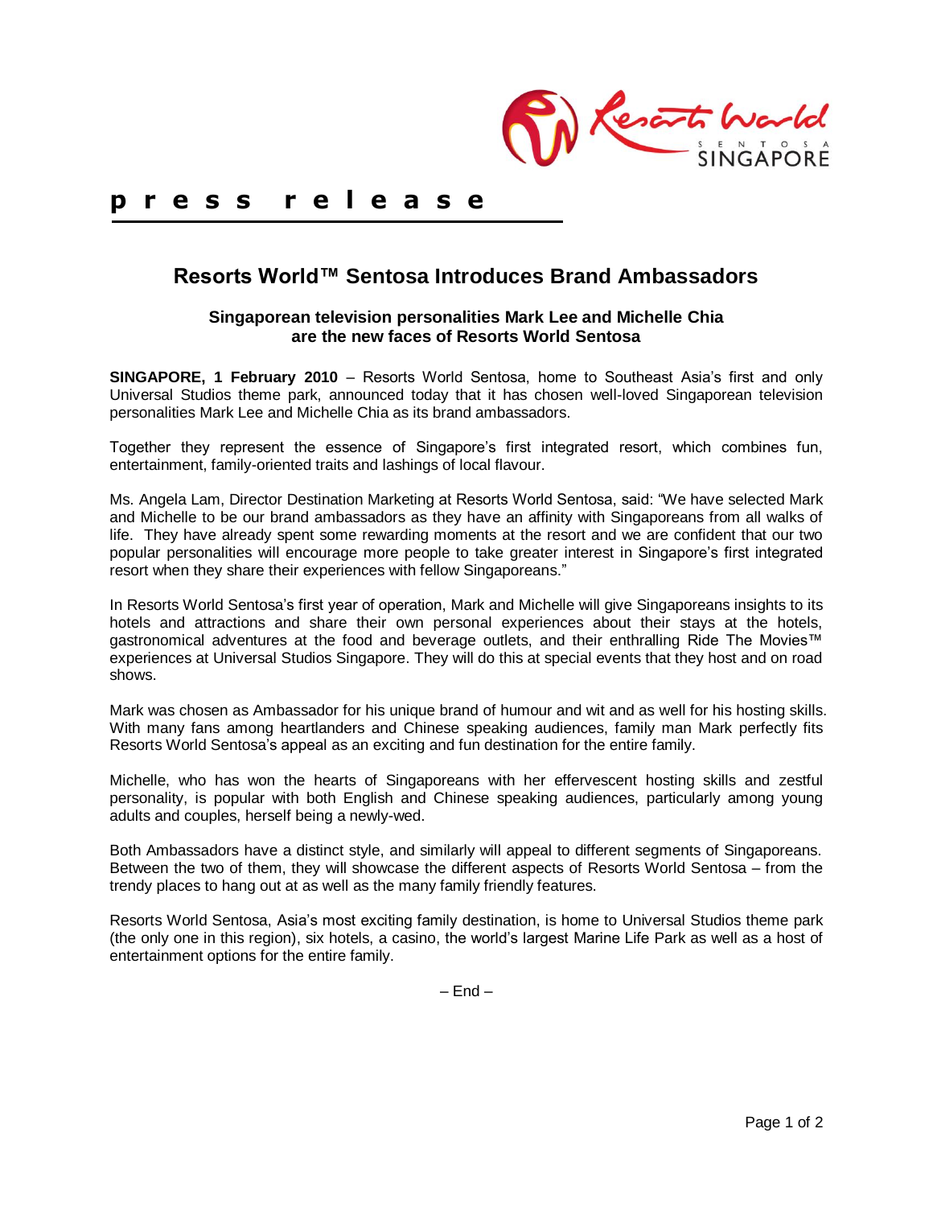**press release**

# Resorts World™ Sentosa Introduces Brand Ambassadors

### Singaporean television personalities Mark Lee and Michelle Chia are the new faces of Resorts World Sentosa

**SINGAPORE, 1 February 2010** – Resorts World Sentosa, home to Southeast Asia's first and only Universal Studios theme park, announced today that it has chosen well-loved Singaporean television personalities Mark Lee and Michelle Chia as its brand ambassadors.

Together they represent the essence of Singapore's first integrated resort, which combines fun, entertainment, family-oriented traits and lashings of local flavour.

Ms. Angela Lam, Director Destination Marketing at Resorts World Sentosa, said: "We have selected Mark and Michelle to be our brand ambassadors as they have an affinity with Singaporeans from all walks of life. They have already spent some rewarding moments at the resort and we are confident that our two popular personalities will encourage more people to take greater interest in Singapore's first integrated resort when they share their experiences with fellow Singaporeans."

In Resorts World Sentosa's first year of operation, Mark and Michelle will give Singaporeans insights to its hotels and attractions and share their own personal experiences about their stays at the hotels, gastronomical adventures at the food and beverage outlets, and their enthralling Ride The Movies™ experiences at Universal Studios Singapore. They will do this at special events that they host and on road shows.

Mark was chosen as Ambassador for his unique brand of humour and wit and as well for his hosting skills. With many fans among heartlanders and Chinese speaking audiences, family man Mark perfectly fits Resorts World Sentosa's appeal as an exciting and fun destination for the entire family.

Michelle, who has won the hearts of Singaporeans with her effervescent hosting skills and zestful personality, is popular with both English and Chinese speaking audiences, particularly among young adults and couples, herself being a newly-wed.

Both Ambassadors have a distinct style, and similarly will appeal to different segments of Singaporeans. Between the two of them, they will showcase the different aspects of Resorts World Sentosa – from the trendy places to hang out at as well as the many family friendly features.

Resorts World Sentosa, Asia's most exciting family destination, is home to Universal Studios theme park (the only one in this region), six hotels, a casino, the world's largest Marine Life Park as well as a host of entertainment options for the entire family.

– End –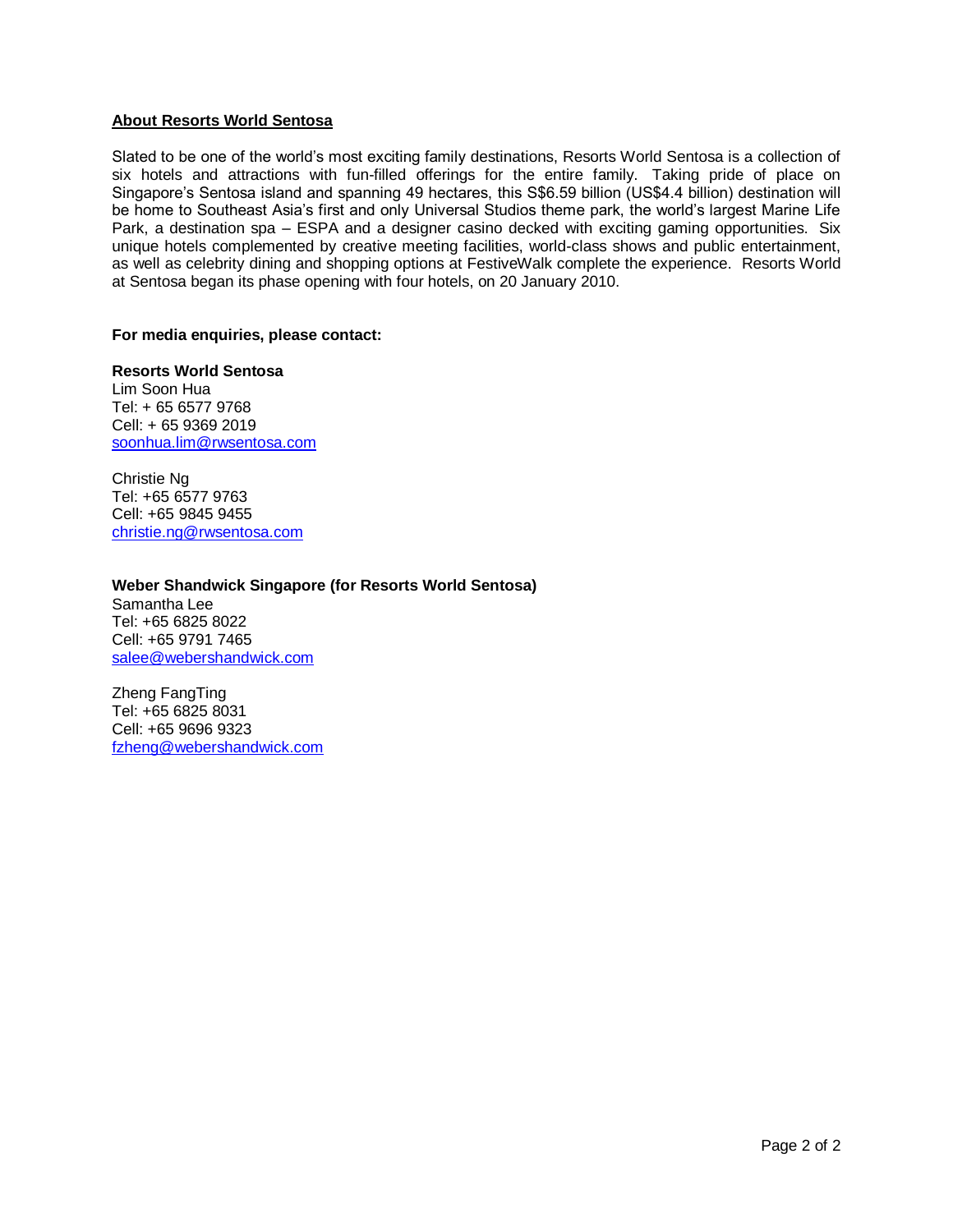## About Resorts World Sentosa

Slated to be one of the world's most exciting family destinations, Resorts World Sentosa is a collection of six hotels and attractions with fun-filled offerings for the entire family. Taking pride of place on Singapore's Sentosa island and spanning 49 hectares, this S$6.59 billion (US$4.4 billion) destination will be home to Southeast Asia's first and only Universal Studios theme park, the world's largest Marine Life Park, a destination spa – ESPA and a designer casino decked with exciting gaming opportunities. Six unique hotels complemented by creative meeting facilities, world-class shows and public entertainment, as well as celebrity dining and shopping options at FestiveWalk complete the experience. Resorts World at Sentosa began its phase opening with four hotels, on 20 January 2010.

**For media enquiries, please contact:**

**Resorts World Sentosa**
Lim Soon Hua
Tel: + 65 6577 9768
Cell: + 65 9369 2019
soonhua.lim@rwsentosa.com

Christie Ng
Tel: +65 6577 9763
Cell: +65 9845 9455
christie.ng@rwsentosa.com

**Weber Shandwick Singapore (for Resorts World Sentosa)**
Samantha Lee
Tel: +65 6825 8022
Cell: +65 9791 7465
salee@webershandwick.com

Zheng FangTing
Tel: +65 6825 8031
Cell: +65 9696 9323
fzheng@webershandwick.com